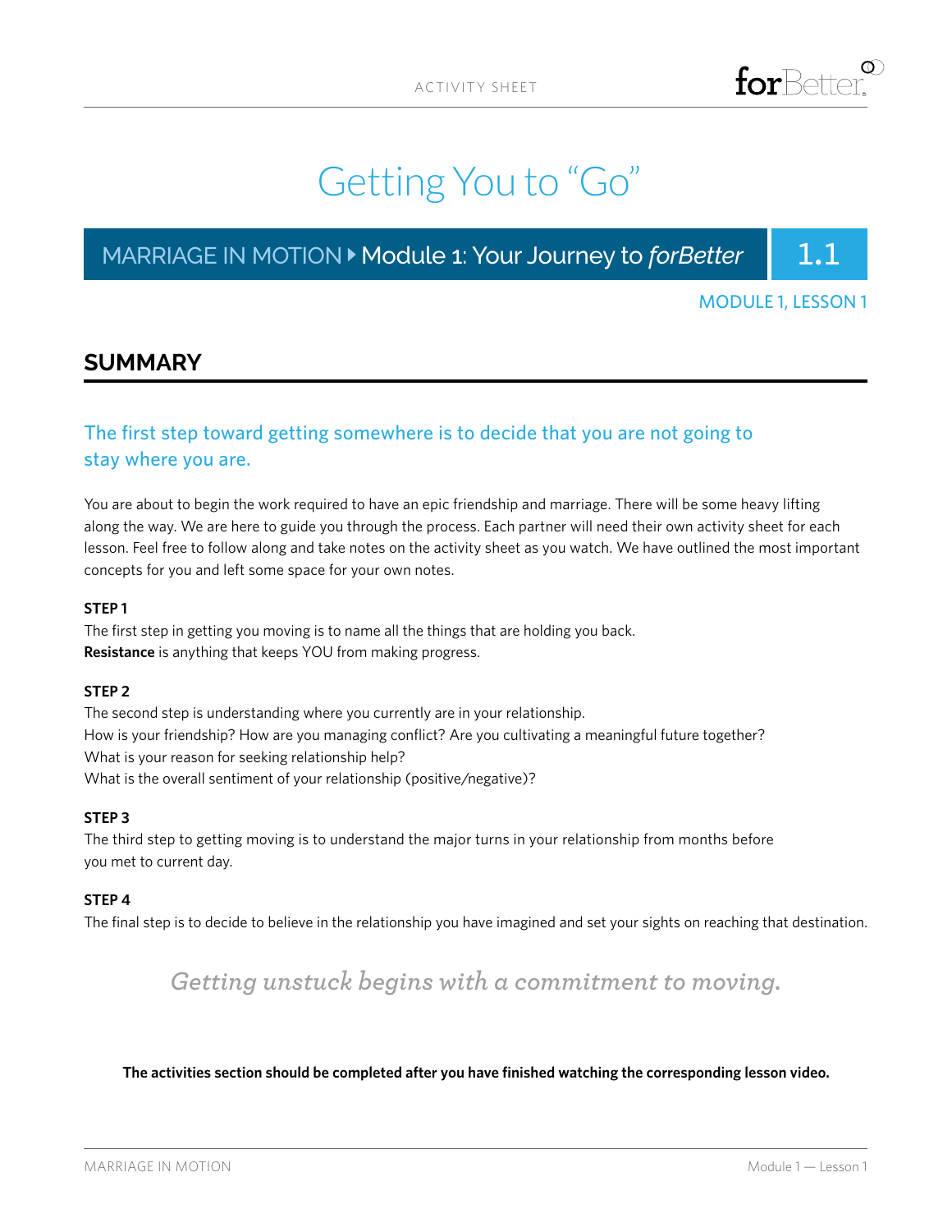ACTIVITY SHEET

# Getting You to “Go”

## MARRIAGE IN MOTION ▸ Module 1: Your Journey to *forBetter* 1.1

MODULE 1, LESSON 1

## SUMMARY

### The first step toward getting somewhere is to decide that you are not going to stay where you are.

You are about to begin the work required to have an epic friendship and marriage. There will be some heavy lifting along the way. We are here to guide you through the process. Each partner will need their own activity sheet for each lesson. Feel free to follow along and take notes on the activity sheet as you watch. We have outlined the most important concepts for you and left some space for your own notes.

**STEP 1**
The first step in getting you moving is to name all the things that are holding you back.
**Resistance** is anything that keeps YOU from making progress.

**STEP 2**
The second step is understanding where you currently are in your relationship.
How is your friendship? How are you managing conflict? Are you cultivating a meaningful future together?
What is your reason for seeking relationship help?
What is the overall sentiment of your relationship (positive/negative)?

**STEP 3**
The third step to getting moving is to understand the major turns in your relationship from months before you met to current day.

**STEP 4**
The final step is to decide to believe in the relationship you have imagined and set your sights on reaching that destination.

*Getting unstuck begins with a commitment to moving.*

**The activities section should be completed after you have finished watching the corresponding lesson video.**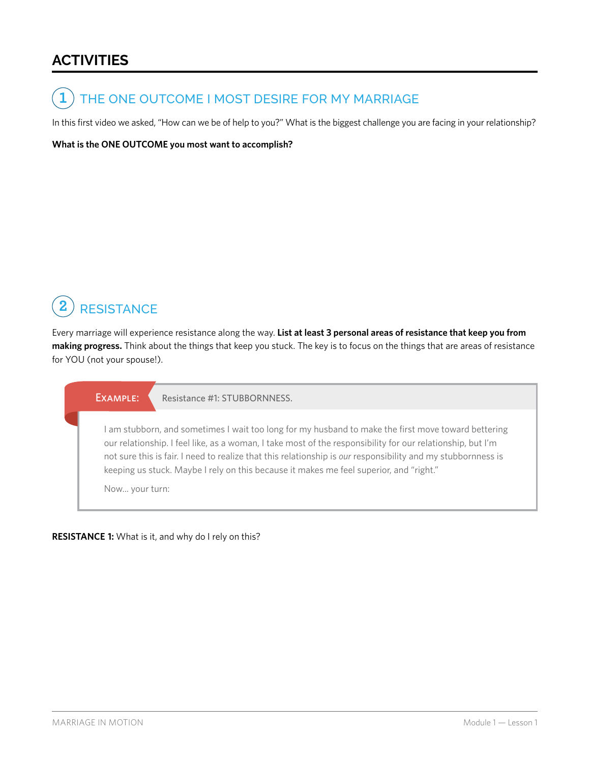## ACTIVITIES

### 1 THE ONE OUTCOME I MOST DESIRE FOR MY MARRIAGE

In this first video we asked, "How can we be of help to you?" What is the biggest challenge you are facing in your relationship?

**What is the ONE OUTCOME you most want to accomplish?**

### 2 RESISTANCE

Every marriage will experience resistance along the way. **List at least 3 personal areas of resistance that keep you from making progress.** Think about the things that keep you stuck. The key is to focus on the things that are areas of resistance for YOU (not your spouse!).

> **EXAMPLE:** Resistance #1: STUBBORNNESS.
>
> I am stubborn, and sometimes I wait too long for my husband to make the first move toward bettering our relationship. I feel like, as a woman, I take most of the responsibility for our relationship, but I'm not sure this is fair. I need to realize that this relationship is *our* responsibility and my stubbornness is keeping us stuck. Maybe I rely on this because it makes me feel superior, and "right."
>
> Now... your turn:

**RESISTANCE 1:** What is it, and why do I rely on this?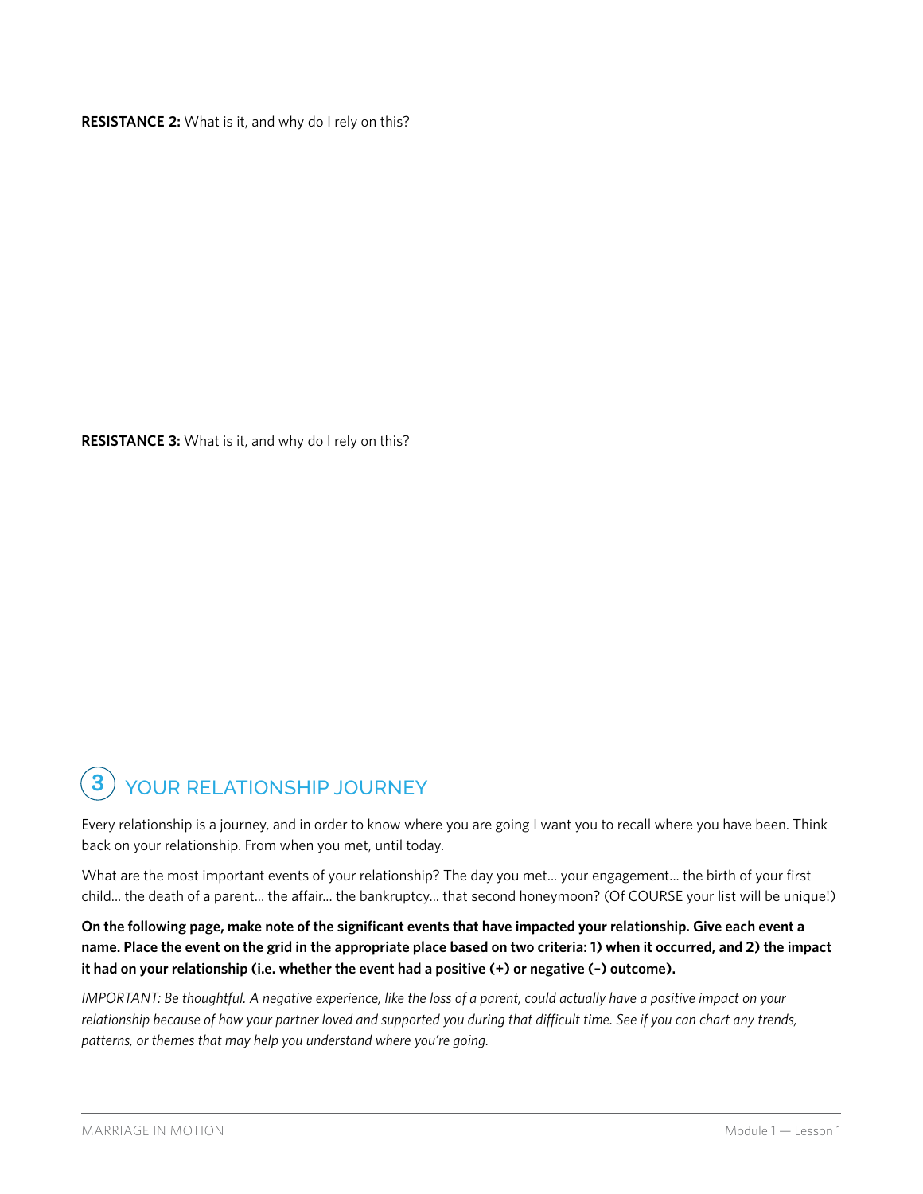**RESISTANCE 2:** What is it, and why do I rely on this?

**RESISTANCE 3:** What is it, and why do I rely on this?

## 3 YOUR RELATIONSHIP JOURNEY

Every relationship is a journey, and in order to know where you are going I want you to recall where you have been. Think back on your relationship. From when you met, until today.

What are the most important events of your relationship? The day you met... your engagement... the birth of your first child... the death of a parent... the affair... the bankruptcy... that second honeymoon? (Of COURSE your list will be unique!)

**On the following page, make note of the significant events that have impacted your relationship. Give each event a name. Place the event on the grid in the appropriate place based on two criteria: 1) when it occurred, and 2) the impact it had on your relationship (i.e. whether the event had a positive (+) or negative (–) outcome).**

*IMPORTANT: Be thoughtful. A negative experience, like the loss of a parent, could actually have a positive impact on your relationship because of how your partner loved and supported you during that difficult time. See if you can chart any trends, patterns, or themes that may help you understand where you're going.*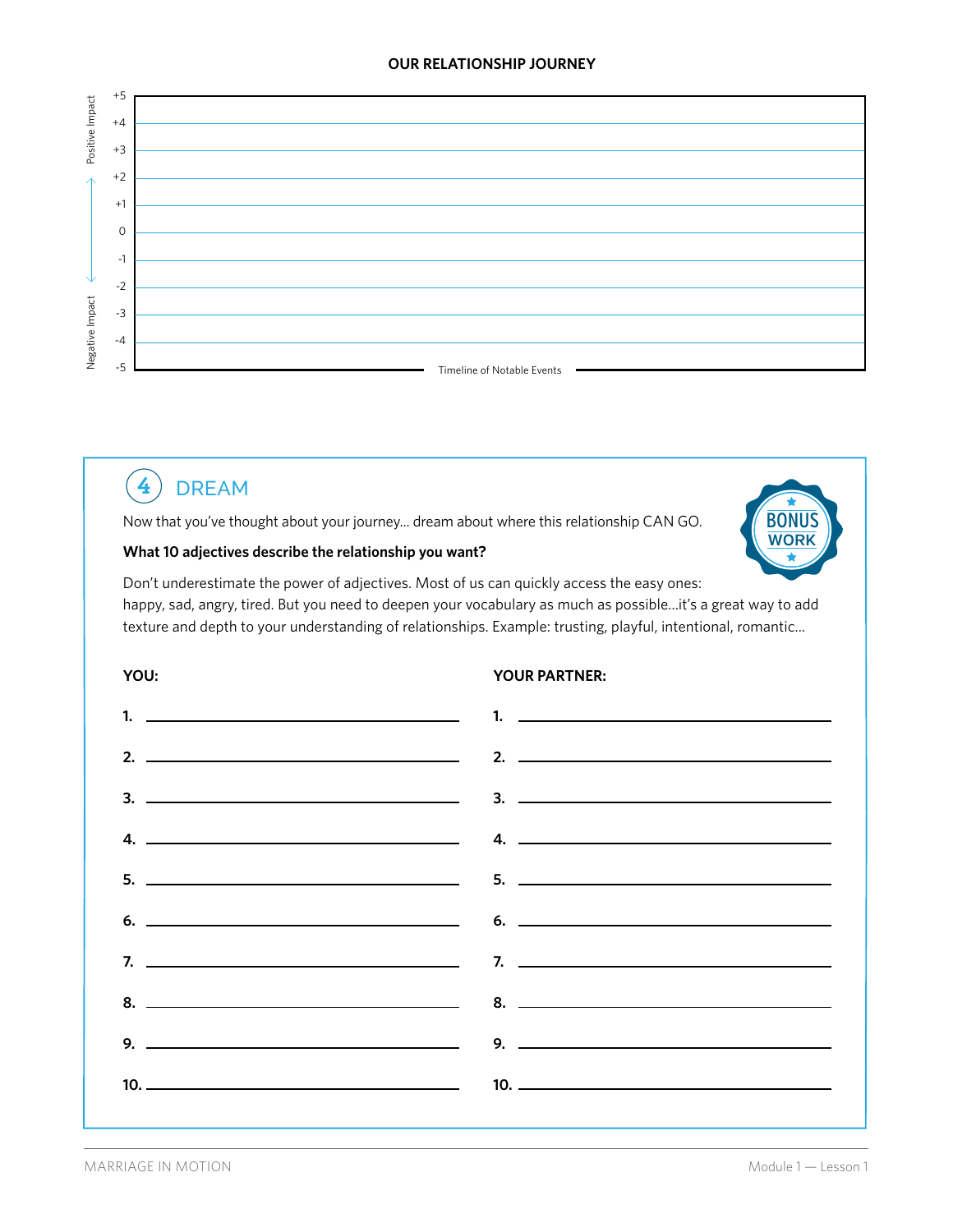## OUR RELATIONSHIP JOURNEY

Positive Impact ↑ / ↓ Negative Impact

+5
+4
+3
+2
+1
0
-1
-2
-3
-4
-5

Timeline of Notable Events

## 4 DREAM

BONUS WORK

Now that you've thought about your journey... dream about where this relationship CAN GO.

**What 10 adjectives describe the relationship you want?**

Don't underestimate the power of adjectives. Most of us can quickly access the easy ones: happy, sad, angry, tired. But you need to deepen your vocabulary as much as possible...it's a great way to add texture and depth to your understanding of relationships. Example: trusting, playful, intentional, romantic...

**YOU:**

**1.** ______________________

**2.** ______________________

**3.** ______________________

**4.** ______________________

**5.** ______________________

**6.** ______________________

**7.** ______________________

**8.** ______________________

**9.** ______________________

**10.** ______________________

**YOUR PARTNER:**

**1.** ______________________

**2.** ______________________

**3.** ______________________

**4.** ______________________

**5.** ______________________

**6.** ______________________

**7.** ______________________

**8.** ______________________

**9.** ______________________

**10.** ______________________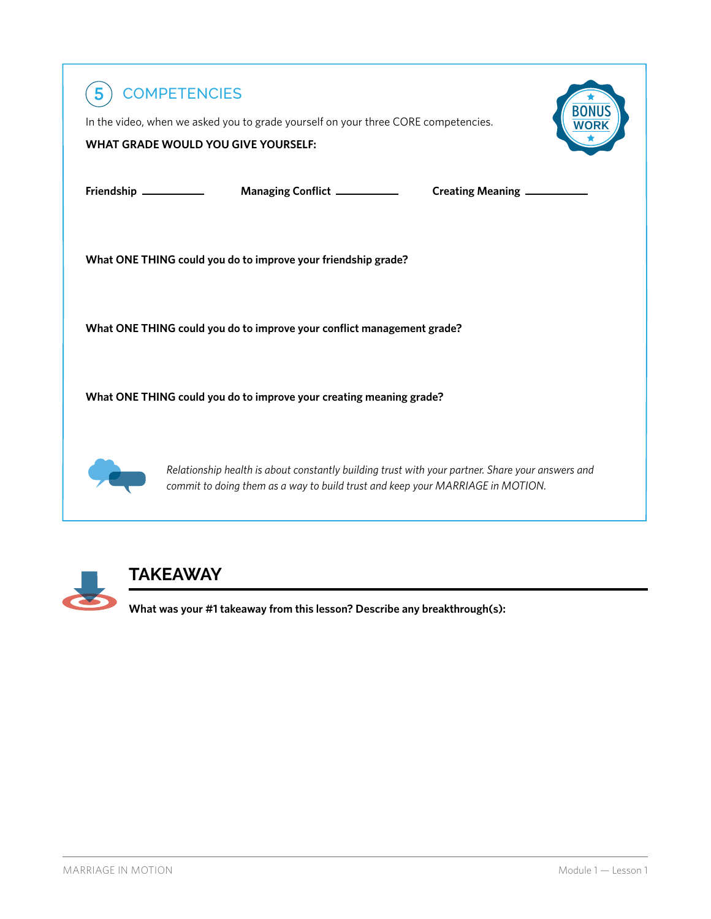## 5 COMPETENCIES

BONUS WORK

In the video, when we asked you to grade yourself on your three CORE competencies.

**WHAT GRADE WOULD YOU GIVE YOURSELF:**

**Friendship** ___________ **Managing Conflict** ___________ **Creating Meaning** ___________

**What ONE THING could you do to improve your friendship grade?**

**What ONE THING could you do to improve your conflict management grade?**

**What ONE THING could you do to improve your creating meaning grade?**

*Relationship health is about constantly building trust with your partner. Share your answers and commit to doing them as a way to build trust and keep your MARRIAGE in MOTION.*

## TAKEAWAY

**What was your #1 takeaway from this lesson? Describe any breakthrough(s):**